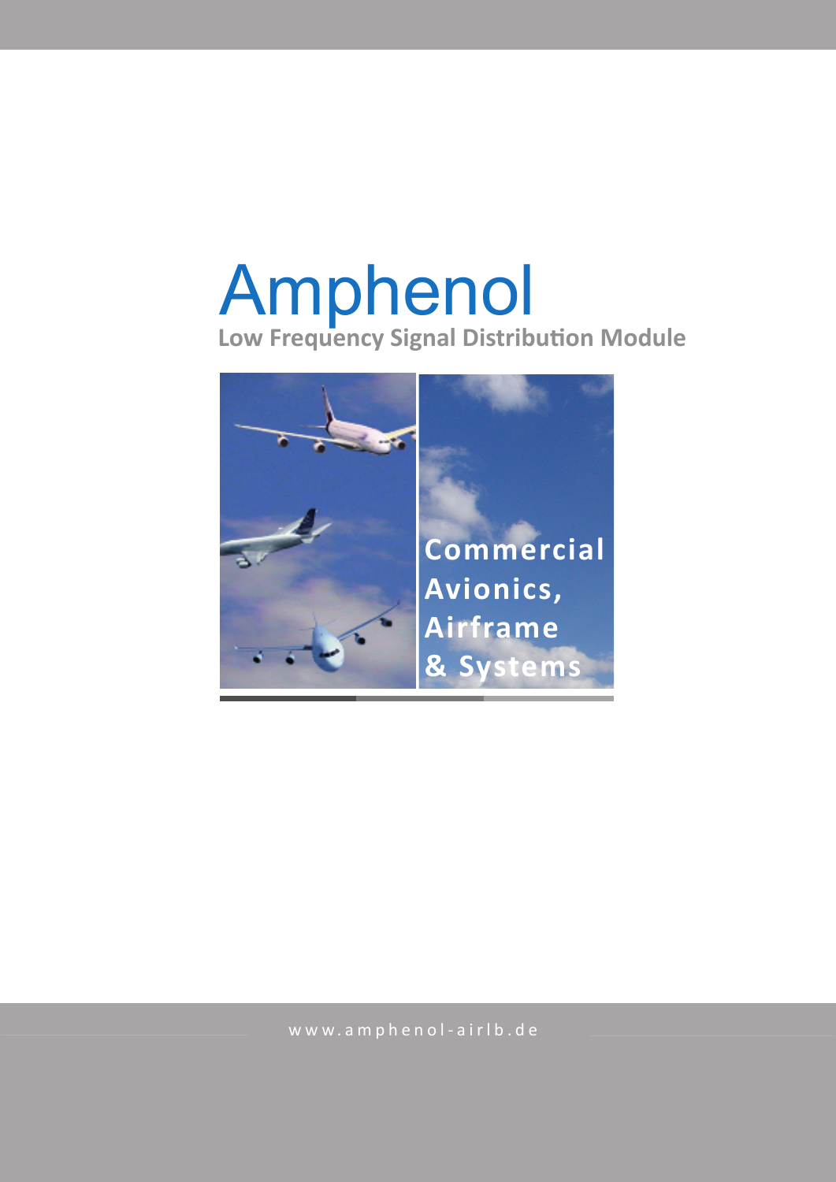# Amphenol

## Low Frequency Signal Distribution Module

**Commercial Avionics, Airframe & Systems**

www.amphenol-airlb.de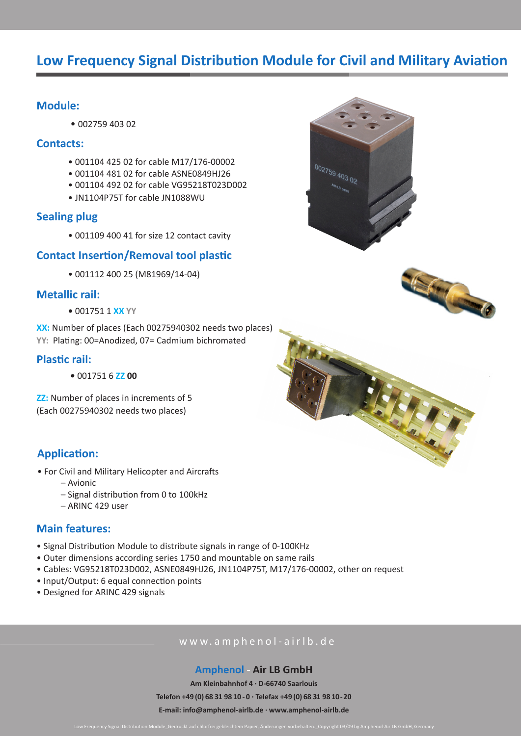# Low Frequency Signal Distribution Module for Civil and Military Aviation

## Module:

- 002759 403 02

## Contacts:

- 001104 425 02 for cable M17/176-00002
- 001104 481 02 for cable ASNE0849HJ26
- 001104 492 02 for cable VG95218T023D002
- JN1104P75T for cable JN1088WU

## Sealing plug

- 001109 400 41 for size 12 contact cavity

## Contact Insertion/Removal tool plastic

- 001112 400 25 (M81969/14-04)

## Metallic rail:

- 001751 1 **XX** **YY**

**XX:** Number of places (Each 00275940302 needs two places)
**YY:** Plating: 00=Anodized, 07= Cadmium bichromated

## Plastic rail:

- 001751 6 **ZZ** **00**

**ZZ:** Number of places in increments of 5
(Each 00275940302 needs two places)

## Application:

- For Civil and Military Helicopter and Aircrafts
  - Avionic
  - Signal distribution from 0 to 100kHz
  - ARINC 429 user

## Main features:

- Signal Distribution Module to distribute signals in range of 0-100KHz
- Outer dimensions according series 1750 and mountable on same rails
- Cables: VG95218T023D002, ASNE0849HJ26, JN1104P75T, M17/176-00002, other on request
- Input/Output: 6 equal connection points
- Designed for ARINC 429 signals

www.amphenol-airlb.de

**Amphenol - Air LB GmbH**

**Am Kleinbahnhof 4 · D-66740 Saarlouis**

**Telefon +49 (0) 68 31 98 10 - 0 · Telefax +49 (0) 68 31 98 10 - 20**

**E-mail: info@amphenol-airlb.de · www.amphenol-airlb.de**

Low Frequency Signal Distribution Module_Gedruckt auf chlorfrei gebleichtem Papier, Änderungen vorbehalten._Copyright 03/09 by Amphenol-Air LB GmbH, Germany